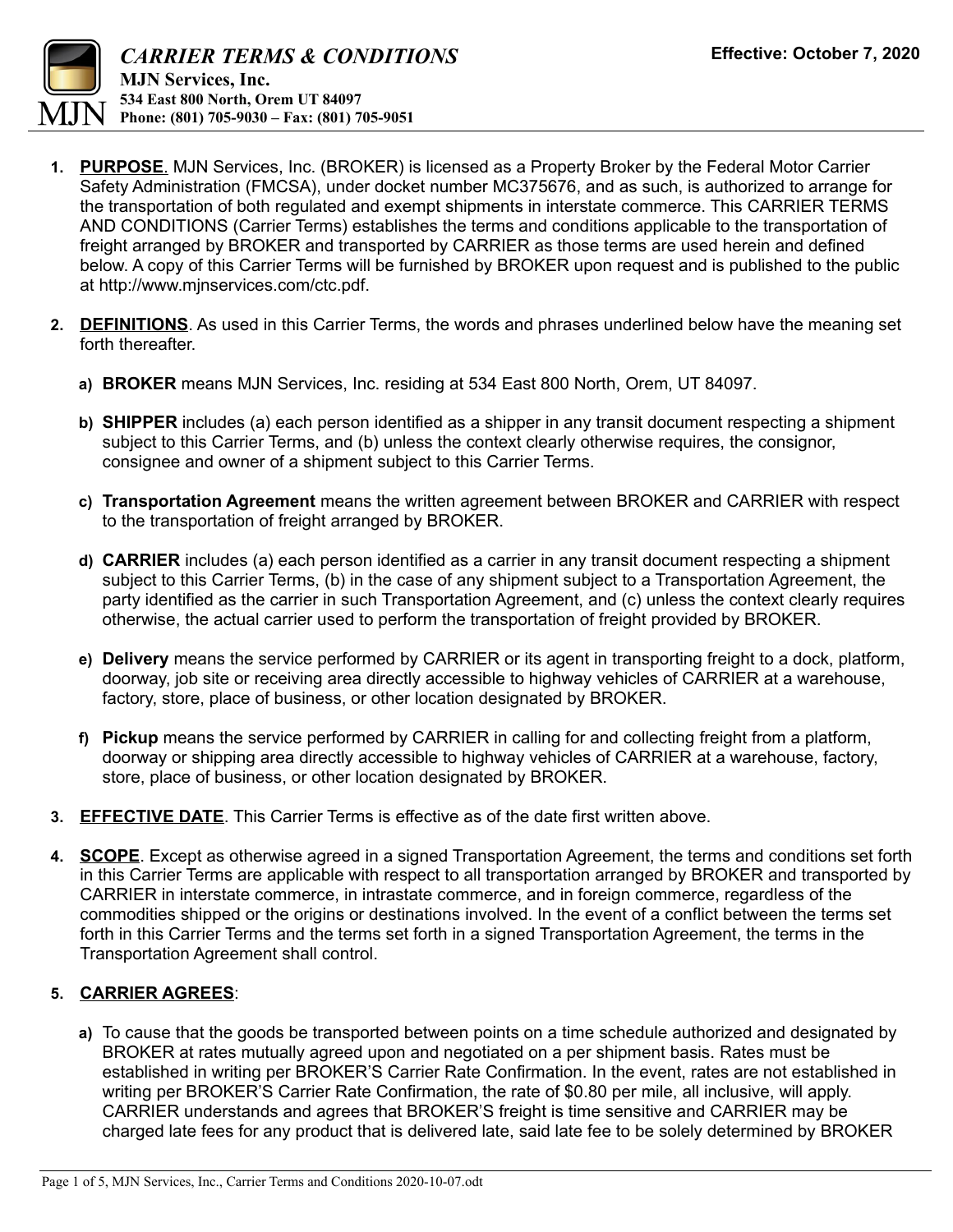# CARRIER TERMS & CONDITIONS

**MJN Services, Inc.**
**534 East 800 North, Orem UT 84097**
**Phone: (801) 705-9030 – Fax: (801) 705-9051**

**Effective: October 7, 2020**

1. **PURPOSE**. MJN Services, Inc. (BROKER) is licensed as a Property Broker by the Federal Motor Carrier Safety Administration (FMCSA), under docket number MC375676, and as such, is authorized to arrange for the transportation of both regulated and exempt shipments in interstate commerce. This CARRIER TERMS AND CONDITIONS (Carrier Terms) establishes the terms and conditions applicable to the transportation of freight arranged by BROKER and transported by CARRIER as those terms are used herein and defined below. A copy of this Carrier Terms will be furnished by BROKER upon request and is published to the public at http://www.mjnservices.com/ctc.pdf.

2. **DEFINITIONS**. As used in this Carrier Terms, the words and phrases underlined below have the meaning set forth thereafter.

   a) **BROKER** means MJN Services, Inc. residing at 534 East 800 North, Orem, UT 84097.

   b) **SHIPPER** includes (a) each person identified as a shipper in any transit document respecting a shipment subject to this Carrier Terms, and (b) unless the context clearly otherwise requires, the consignor, consignee and owner of a shipment subject to this Carrier Terms.

   c) **Transportation Agreement** means the written agreement between BROKER and CARRIER with respect to the transportation of freight arranged by BROKER.

   d) **CARRIER** includes (a) each person identified as a carrier in any transit document respecting a shipment subject to this Carrier Terms, (b) in the case of any shipment subject to a Transportation Agreement, the party identified as the carrier in such Transportation Agreement, and (c) unless the context clearly requires otherwise, the actual carrier used to perform the transportation of freight provided by BROKER.

   e) **Delivery** means the service performed by CARRIER or its agent in transporting freight to a dock, platform, doorway, job site or receiving area directly accessible to highway vehicles of CARRIER at a warehouse, factory, store, place of business, or other location designated by BROKER.

   f) **Pickup** means the service performed by CARRIER in calling for and collecting freight from a platform, doorway or shipping area directly accessible to highway vehicles of CARRIER at a warehouse, factory, store, place of business, or other location designated by BROKER.

3. **EFFECTIVE DATE**. This Carrier Terms is effective as of the date first written above.

4. **SCOPE**. Except as otherwise agreed in a signed Transportation Agreement, the terms and conditions set forth in this Carrier Terms are applicable with respect to all transportation arranged by BROKER and transported by CARRIER in interstate commerce, in intrastate commerce, and in foreign commerce, regardless of the commodities shipped or the origins or destinations involved. In the event of a conflict between the terms set forth in this Carrier Terms and the terms set forth in a signed Transportation Agreement, the terms in the Transportation Agreement shall control.

5. **CARRIER AGREES**:

   a) To cause that the goods be transported between points on a time schedule authorized and designated by BROKER at rates mutually agreed upon and negotiated on a per shipment basis. Rates must be established in writing per BROKER'S Carrier Rate Confirmation. In the event, rates are not established in writing per BROKER'S Carrier Rate Confirmation, the rate of $0.80 per mile, all inclusive, will apply. CARRIER understands and agrees that BROKER'S freight is time sensitive and CARRIER may be charged late fees for any product that is delivered late, said late fee to be solely determined by BROKER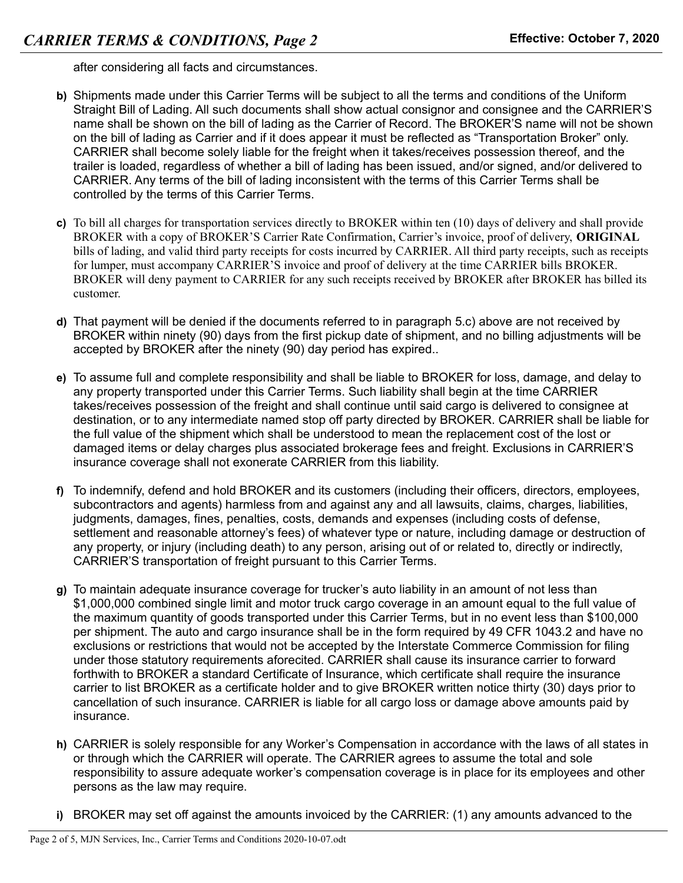after considering all facts and circumstances.

**b)** Shipments made under this Carrier Terms will be subject to all the terms and conditions of the Uniform Straight Bill of Lading. All such documents shall show actual consignor and consignee and the CARRIER'S name shall be shown on the bill of lading as the Carrier of Record. The BROKER'S name will not be shown on the bill of lading as Carrier and if it does appear it must be reflected as "Transportation Broker" only. CARRIER shall become solely liable for the freight when it takes/receives possession thereof, and the trailer is loaded, regardless of whether a bill of lading has been issued, and/or signed, and/or delivered to CARRIER. Any terms of the bill of lading inconsistent with the terms of this Carrier Terms shall be controlled by the terms of this Carrier Terms.

**c)** To bill all charges for transportation services directly to BROKER within ten (10) days of delivery and shall provide BROKER with a copy of BROKER'S Carrier Rate Confirmation, Carrier's invoice, proof of delivery, **ORIGINAL** bills of lading, and valid third party receipts for costs incurred by CARRIER. All third party receipts, such as receipts for lumper, must accompany CARRIER'S invoice and proof of delivery at the time CARRIER bills BROKER. BROKER will deny payment to CARRIER for any such receipts received by BROKER after BROKER has billed its customer.

**d)** That payment will be denied if the documents referred to in paragraph 5.c) above are not received by BROKER within ninety (90) days from the first pickup date of shipment, and no billing adjustments will be accepted by BROKER after the ninety (90) day period has expired..

**e)** To assume full and complete responsibility and shall be liable to BROKER for loss, damage, and delay to any property transported under this Carrier Terms. Such liability shall begin at the time CARRIER takes/receives possession of the freight and shall continue until said cargo is delivered to consignee at destination, or to any intermediate named stop off party directed by BROKER. CARRIER shall be liable for the full value of the shipment which shall be understood to mean the replacement cost of the lost or damaged items or delay charges plus associated brokerage fees and freight. Exclusions in CARRIER'S insurance coverage shall not exonerate CARRIER from this liability.

**f)** To indemnify, defend and hold BROKER and its customers (including their officers, directors, employees, subcontractors and agents) harmless from and against any and all lawsuits, claims, charges, liabilities, judgments, damages, fines, penalties, costs, demands and expenses (including costs of defense, settlement and reasonable attorney's fees) of whatever type or nature, including damage or destruction of any property, or injury (including death) to any person, arising out of or related to, directly or indirectly, CARRIER'S transportation of freight pursuant to this Carrier Terms.

**g)** To maintain adequate insurance coverage for trucker's auto liability in an amount of not less than $1,000,000 combined single limit and motor truck cargo coverage in an amount equal to the full value of the maximum quantity of goods transported under this Carrier Terms, but in no event less than $100,000 per shipment. The auto and cargo insurance shall be in the form required by 49 CFR 1043.2 and have no exclusions or restrictions that would not be accepted by the Interstate Commerce Commission for filing under those statutory requirements aforecited. CARRIER shall cause its insurance carrier to forward forthwith to BROKER a standard Certificate of Insurance, which certificate shall require the insurance carrier to list BROKER as a certificate holder and to give BROKER written notice thirty (30) days prior to cancellation of such insurance. CARRIER is liable for all cargo loss or damage above amounts paid by insurance.

**h)** CARRIER is solely responsible for any Worker's Compensation in accordance with the laws of all states in or through which the CARRIER will operate. The CARRIER agrees to assume the total and sole responsibility to assure adequate worker's compensation coverage is in place for its employees and other persons as the law may require.

**i)** BROKER may set off against the amounts invoiced by the CARRIER: (1) any amounts advanced to the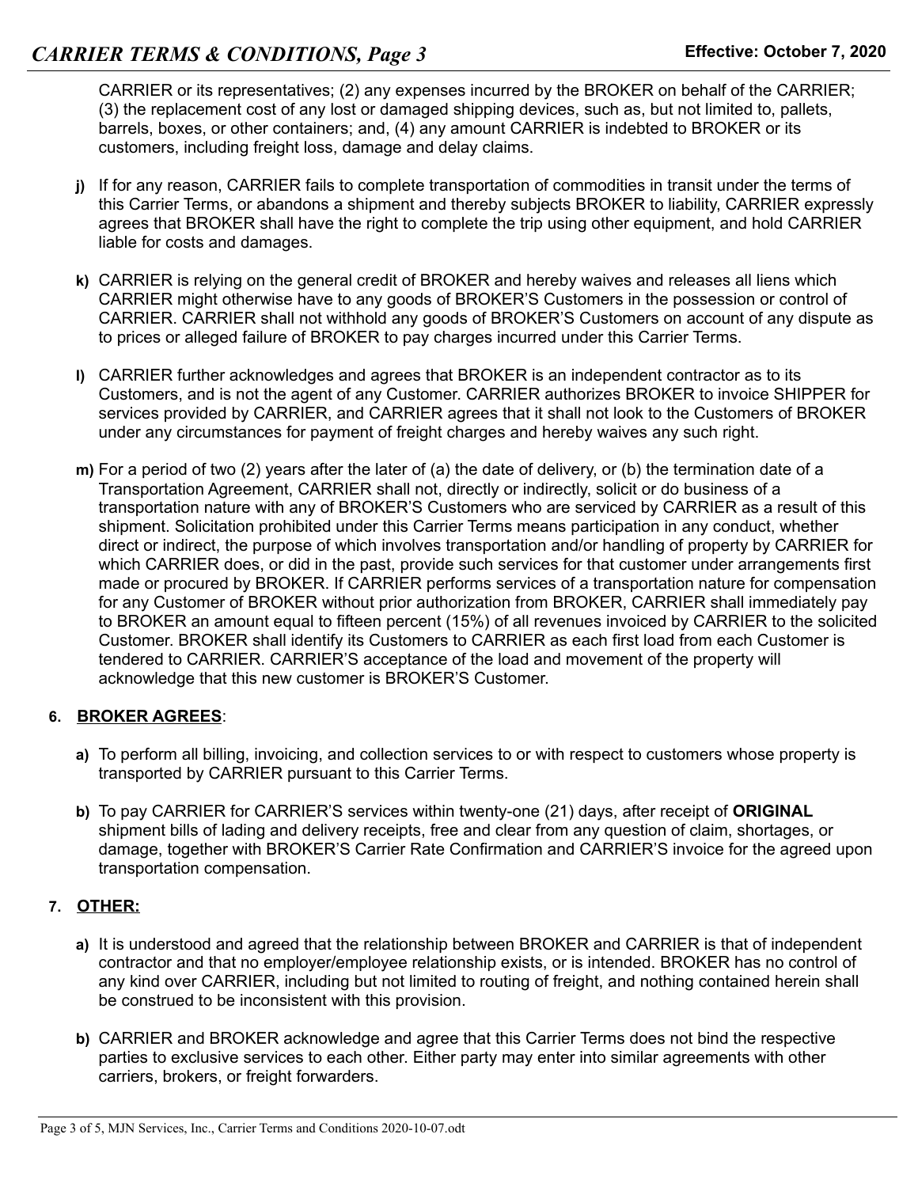CARRIER or its representatives; (2) any expenses incurred by the BROKER on behalf of the CARRIER; (3) the replacement cost of any lost or damaged shipping devices, such as, but not limited to, pallets, barrels, boxes, or other containers; and, (4) any amount CARRIER is indebted to BROKER or its customers, including freight loss, damage and delay claims.

**j)** If for any reason, CARRIER fails to complete transportation of commodities in transit under the terms of this Carrier Terms, or abandons a shipment and thereby subjects BROKER to liability, CARRIER expressly agrees that BROKER shall have the right to complete the trip using other equipment, and hold CARRIER liable for costs and damages.

**k)** CARRIER is relying on the general credit of BROKER and hereby waives and releases all liens which CARRIER might otherwise have to any goods of BROKER'S Customers in the possession or control of CARRIER. CARRIER shall not withhold any goods of BROKER'S Customers on account of any dispute as to prices or alleged failure of BROKER to pay charges incurred under this Carrier Terms.

**l)** CARRIER further acknowledges and agrees that BROKER is an independent contractor as to its Customers, and is not the agent of any Customer. CARRIER authorizes BROKER to invoice SHIPPER for services provided by CARRIER, and CARRIER agrees that it shall not look to the Customers of BROKER under any circumstances for payment of freight charges and hereby waives any such right.

**m)** For a period of two (2) years after the later of (a) the date of delivery, or (b) the termination date of a Transportation Agreement, CARRIER shall not, directly or indirectly, solicit or do business of a transportation nature with any of BROKER'S Customers who are serviced by CARRIER as a result of this shipment. Solicitation prohibited under this Carrier Terms means participation in any conduct, whether direct or indirect, the purpose of which involves transportation and/or handling of property by CARRIER for which CARRIER does, or did in the past, provide such services for that customer under arrangements first made or procured by BROKER. If CARRIER performs services of a transportation nature for compensation for any Customer of BROKER without prior authorization from BROKER, CARRIER shall immediately pay to BROKER an amount equal to fifteen percent (15%) of all revenues invoiced by CARRIER to the solicited Customer. BROKER shall identify its Customers to CARRIER as each first load from each Customer is tendered to CARRIER. CARRIER'S acceptance of the load and movement of the property will acknowledge that this new customer is BROKER'S Customer.

**6. BROKER AGREES:**

**a)** To perform all billing, invoicing, and collection services to or with respect to customers whose property is transported by CARRIER pursuant to this Carrier Terms.

**b)** To pay CARRIER for CARRIER'S services within twenty-one (21) days, after receipt of **ORIGINAL** shipment bills of lading and delivery receipts, free and clear from any question of claim, shortages, or damage, together with BROKER'S Carrier Rate Confirmation and CARRIER'S invoice for the agreed upon transportation compensation.

**7. OTHER:**

**a)** It is understood and agreed that the relationship between BROKER and CARRIER is that of independent contractor and that no employer/employee relationship exists, or is intended. BROKER has no control of any kind over CARRIER, including but not limited to routing of freight, and nothing contained herein shall be construed to be inconsistent with this provision.

**b)** CARRIER and BROKER acknowledge and agree that this Carrier Terms does not bind the respective parties to exclusive services to each other. Either party may enter into similar agreements with other carriers, brokers, or freight forwarders.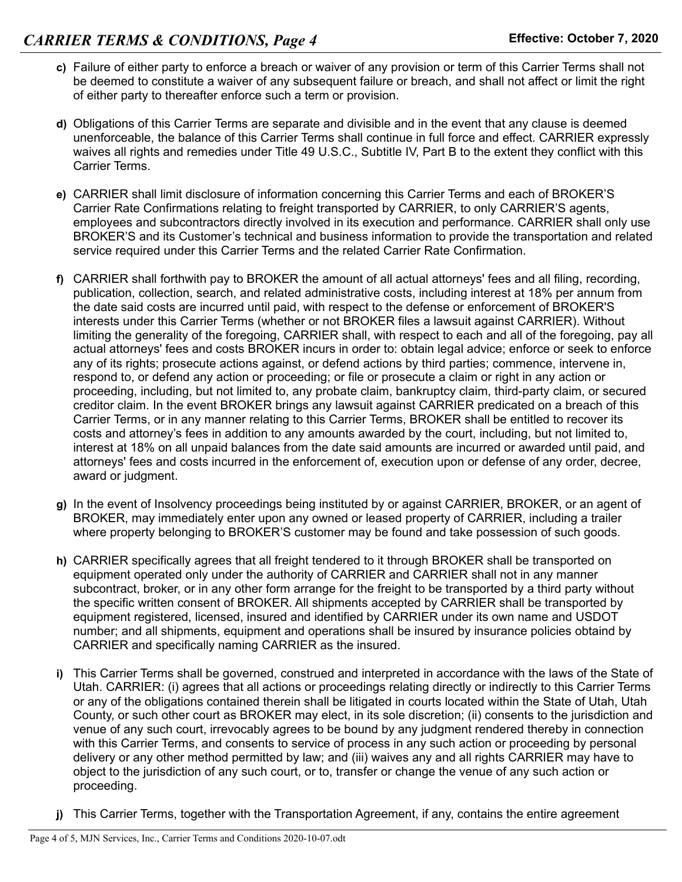**c)** Failure of either party to enforce a breach or waiver of any provision or term of this Carrier Terms shall not be deemed to constitute a waiver of any subsequent failure or breach, and shall not affect or limit the right of either party to thereafter enforce such a term or provision.

**d)** Obligations of this Carrier Terms are separate and divisible and in the event that any clause is deemed unenforceable, the balance of this Carrier Terms shall continue in full force and effect. CARRIER expressly waives all rights and remedies under Title 49 U.S.C., Subtitle IV, Part B to the extent they conflict with this Carrier Terms.

**e)** CARRIER shall limit disclosure of information concerning this Carrier Terms and each of BROKER'S Carrier Rate Confirmations relating to freight transported by CARRIER, to only CARRIER'S agents, employees and subcontractors directly involved in its execution and performance. CARRIER shall only use BROKER'S and its Customer's technical and business information to provide the transportation and related service required under this Carrier Terms and the related Carrier Rate Confirmation.

**f)** CARRIER shall forthwith pay to BROKER the amount of all actual attorneys' fees and all filing, recording, publication, collection, search, and related administrative costs, including interest at 18% per annum from the date said costs are incurred until paid, with respect to the defense or enforcement of BROKER'S interests under this Carrier Terms (whether or not BROKER files a lawsuit against CARRIER). Without limiting the generality of the foregoing, CARRIER shall, with respect to each and all of the foregoing, pay all actual attorneys' fees and costs BROKER incurs in order to: obtain legal advice; enforce or seek to enforce any of its rights; prosecute actions against, or defend actions by third parties; commence, intervene in, respond to, or defend any action or proceeding; or file or prosecute a claim or right in any action or proceeding, including, but not limited to, any probate claim, bankruptcy claim, third-party claim, or secured creditor claim. In the event BROKER brings any lawsuit against CARRIER predicated on a breach of this Carrier Terms, or in any manner relating to this Carrier Terms, BROKER shall be entitled to recover its costs and attorney's fees in addition to any amounts awarded by the court, including, but not limited to, interest at 18% on all unpaid balances from the date said amounts are incurred or awarded until paid, and attorneys' fees and costs incurred in the enforcement of, execution upon or defense of any order, decree, award or judgment.

**g)** In the event of Insolvency proceedings being instituted by or against CARRIER, BROKER, or an agent of BROKER, may immediately enter upon any owned or leased property of CARRIER, including a trailer where property belonging to BROKER'S customer may be found and take possession of such goods.

**h)** CARRIER specifically agrees that all freight tendered to it through BROKER shall be transported on equipment operated only under the authority of CARRIER and CARRIER shall not in any manner subcontract, broker, or in any other form arrange for the freight to be transported by a third party without the specific written consent of BROKER. All shipments accepted by CARRIER shall be transported by equipment registered, licensed, insured and identified by CARRIER under its own name and USDOT number; and all shipments, equipment and operations shall be insured by insurance policies obtaind by CARRIER and specifically naming CARRIER as the insured.

**i)** This Carrier Terms shall be governed, construed and interpreted in accordance with the laws of the State of Utah. CARRIER: (i) agrees that all actions or proceedings relating directly or indirectly to this Carrier Terms or any of the obligations contained therein shall be litigated in courts located within the State of Utah, Utah County, or such other court as BROKER may elect, in its sole discretion; (ii) consents to the jurisdiction and venue of any such court, irrevocably agrees to be bound by any judgment rendered thereby in connection with this Carrier Terms, and consents to service of process in any such action or proceeding by personal delivery or any other method permitted by law; and (iii) waives any and all rights CARRIER may have to object to the jurisdiction of any such court, or to, transfer or change the venue of any such action or proceeding.

**j)** This Carrier Terms, together with the Transportation Agreement, if any, contains the entire agreement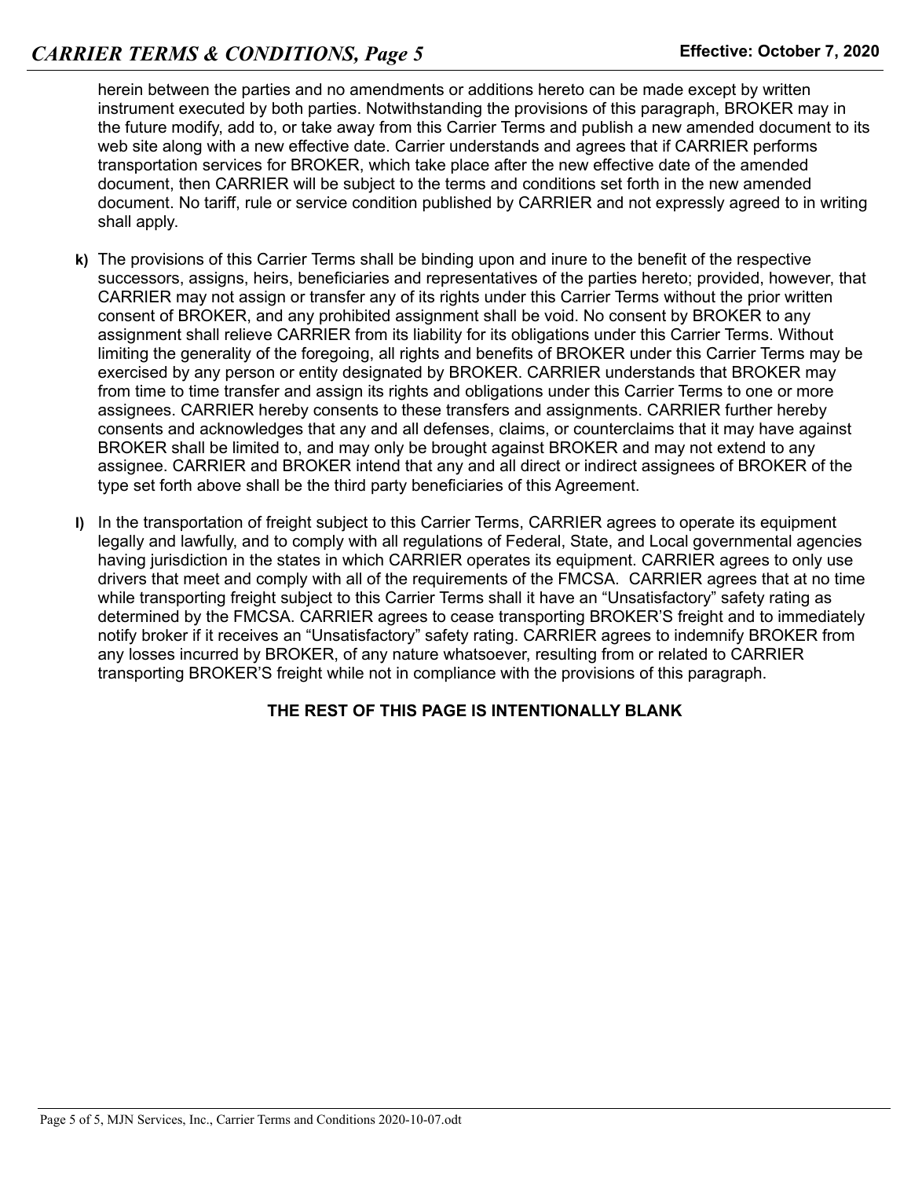herein between the parties and no amendments or additions hereto can be made except by written instrument executed by both parties. Notwithstanding the provisions of this paragraph, BROKER may in the future modify, add to, or take away from this Carrier Terms and publish a new amended document to its web site along with a new effective date. Carrier understands and agrees that if CARRIER performs transportation services for BROKER, which take place after the new effective date of the amended document, then CARRIER will be subject to the terms and conditions set forth in the new amended document. No tariff, rule or service condition published by CARRIER and not expressly agreed to in writing shall apply.

**k)** The provisions of this Carrier Terms shall be binding upon and inure to the benefit of the respective successors, assigns, heirs, beneficiaries and representatives of the parties hereto; provided, however, that CARRIER may not assign or transfer any of its rights under this Carrier Terms without the prior written consent of BROKER, and any prohibited assignment shall be void. No consent by BROKER to any assignment shall relieve CARRIER from its liability for its obligations under this Carrier Terms. Without limiting the generality of the foregoing, all rights and benefits of BROKER under this Carrier Terms may be exercised by any person or entity designated by BROKER. CARRIER understands that BROKER may from time to time transfer and assign its rights and obligations under this Carrier Terms to one or more assignees. CARRIER hereby consents to these transfers and assignments. CARRIER further hereby consents and acknowledges that any and all defenses, claims, or counterclaims that it may have against BROKER shall be limited to, and may only be brought against BROKER and may not extend to any assignee. CARRIER and BROKER intend that any and all direct or indirect assignees of BROKER of the type set forth above shall be the third party beneficiaries of this Agreement.

**l)** In the transportation of freight subject to this Carrier Terms, CARRIER agrees to operate its equipment legally and lawfully, and to comply with all regulations of Federal, State, and Local governmental agencies having jurisdiction in the states in which CARRIER operates its equipment. CARRIER agrees to only use drivers that meet and comply with all of the requirements of the FMCSA. CARRIER agrees that at no time while transporting freight subject to this Carrier Terms shall it have an "Unsatisfactory" safety rating as determined by the FMCSA. CARRIER agrees to cease transporting BROKER'S freight and to immediately notify broker if it receives an "Unsatisfactory" safety rating. CARRIER agrees to indemnify BROKER from any losses incurred by BROKER, of any nature whatsoever, resulting from or related to CARRIER transporting BROKER'S freight while not in compliance with the provisions of this paragraph.

**THE REST OF THIS PAGE IS INTENTIONALLY BLANK**